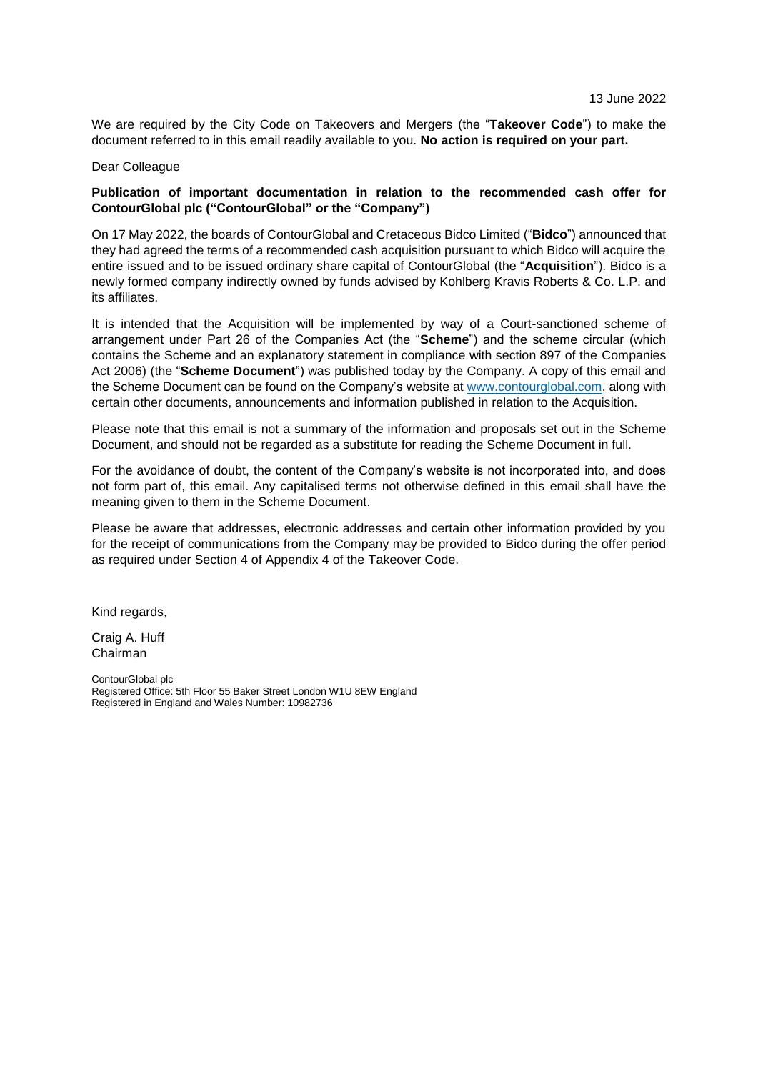13 June 2022

We are required by the City Code on Takeovers and Mergers (the "**Takeover Code**") to make the document referred to in this email readily available to you. **No action is required on your part.**

Dear Colleague

**Publication of important documentation in relation to the recommended cash offer for ContourGlobal plc ("ContourGlobal" or the "Company")**

On 17 May 2022, the boards of ContourGlobal and Cretaceous Bidco Limited ("**Bidco**") announced that they had agreed the terms of a recommended cash acquisition pursuant to which Bidco will acquire the entire issued and to be issued ordinary share capital of ContourGlobal (the "**Acquisition**"). Bidco is a newly formed company indirectly owned by funds advised by Kohlberg Kravis Roberts & Co. L.P. and its affiliates.

It is intended that the Acquisition will be implemented by way of a Court-sanctioned scheme of arrangement under Part 26 of the Companies Act (the "**Scheme**") and the scheme circular (which contains the Scheme and an explanatory statement in compliance with section 897 of the Companies Act 2006) (the "**Scheme Document**") was published today by the Company. A copy of this email and the Scheme Document can be found on the Company's website at [www.contourglobal.com](www.contourglobal.com), along with certain other documents, announcements and information published in relation to the Acquisition.

Please note that this email is not a summary of the information and proposals set out in the Scheme Document, and should not be regarded as a substitute for reading the Scheme Document in full.

For the avoidance of doubt, the content of the Company's website is not incorporated into, and does not form part of, this email. Any capitalised terms not otherwise defined in this email shall have the meaning given to them in the Scheme Document.

Please be aware that addresses, electronic addresses and certain other information provided by you for the receipt of communications from the Company may be provided to Bidco during the offer period as required under Section 4 of Appendix 4 of the Takeover Code.

Kind regards,

Craig A. Huff
Chairman

ContourGlobal plc
Registered Office: 5th Floor 55 Baker Street London W1U 8EW England
Registered in England and Wales Number: 10982736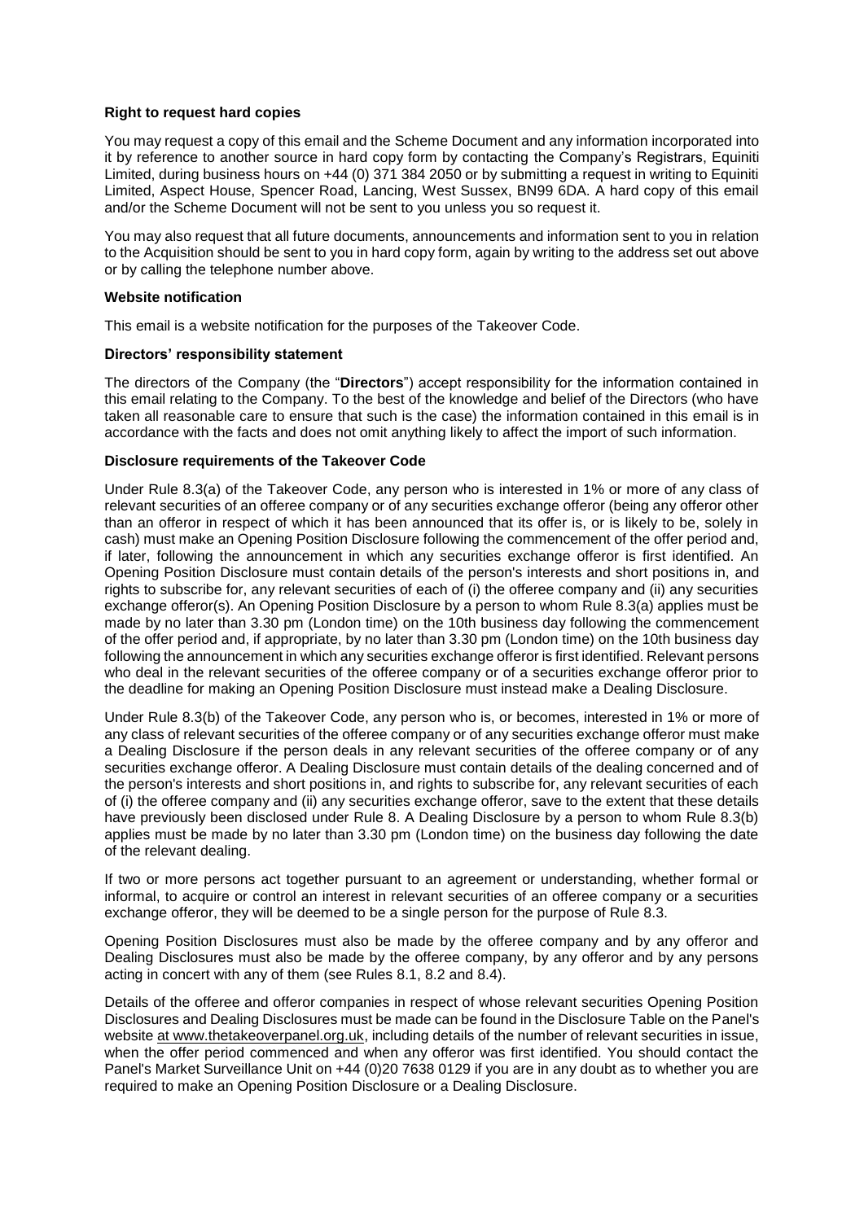**Right to request hard copies**

You may request a copy of this email and the Scheme Document and any information incorporated into it by reference to another source in hard copy form by contacting the Company's Registrars, Equiniti Limited, during business hours on +44 (0) 371 384 2050 or by submitting a request in writing to Equiniti Limited, Aspect House, Spencer Road, Lancing, West Sussex, BN99 6DA. A hard copy of this email and/or the Scheme Document will not be sent to you unless you so request it.

You may also request that all future documents, announcements and information sent to you in relation to the Acquisition should be sent to you in hard copy form, again by writing to the address set out above or by calling the telephone number above.

**Website notification**

This email is a website notification for the purposes of the Takeover Code.

**Directors' responsibility statement**

The directors of the Company (the "**Directors**") accept responsibility for the information contained in this email relating to the Company. To the best of the knowledge and belief of the Directors (who have taken all reasonable care to ensure that such is the case) the information contained in this email is in accordance with the facts and does not omit anything likely to affect the import of such information.

**Disclosure requirements of the Takeover Code**

Under Rule 8.3(a) of the Takeover Code, any person who is interested in 1% or more of any class of relevant securities of an offeree company or of any securities exchange offeror (being any offeror other than an offeror in respect of which it has been announced that its offer is, or is likely to be, solely in cash) must make an Opening Position Disclosure following the commencement of the offer period and, if later, following the announcement in which any securities exchange offeror is first identified. An Opening Position Disclosure must contain details of the person's interests and short positions in, and rights to subscribe for, any relevant securities of each of (i) the offeree company and (ii) any securities exchange offeror(s). An Opening Position Disclosure by a person to whom Rule 8.3(a) applies must be made by no later than 3.30 pm (London time) on the 10th business day following the commencement of the offer period and, if appropriate, by no later than 3.30 pm (London time) on the 10th business day following the announcement in which any securities exchange offeror is first identified. Relevant persons who deal in the relevant securities of the offeree company or of a securities exchange offeror prior to the deadline for making an Opening Position Disclosure must instead make a Dealing Disclosure.

Under Rule 8.3(b) of the Takeover Code, any person who is, or becomes, interested in 1% or more of any class of relevant securities of the offeree company or of any securities exchange offeror must make a Dealing Disclosure if the person deals in any relevant securities of the offeree company or of any securities exchange offeror. A Dealing Disclosure must contain details of the dealing concerned and of the person's interests and short positions in, and rights to subscribe for, any relevant securities of each of (i) the offeree company and (ii) any securities exchange offeror, save to the extent that these details have previously been disclosed under Rule 8. A Dealing Disclosure by a person to whom Rule 8.3(b) applies must be made by no later than 3.30 pm (London time) on the business day following the date of the relevant dealing.

If two or more persons act together pursuant to an agreement or understanding, whether formal or informal, to acquire or control an interest in relevant securities of an offeree company or a securities exchange offeror, they will be deemed to be a single person for the purpose of Rule 8.3.

Opening Position Disclosures must also be made by the offeree company and by any offeror and Dealing Disclosures must also be made by the offeree company, by any offeror and by any persons acting in concert with any of them (see Rules 8.1, 8.2 and 8.4).

Details of the offeree and offeror companies in respect of whose relevant securities Opening Position Disclosures and Dealing Disclosures must be made can be found in the Disclosure Table on the Panel's website at www.thetakeoverpanel.org.uk, including details of the number of relevant securities in issue, when the offer period commenced and when any offeror was first identified. You should contact the Panel's Market Surveillance Unit on +44 (0)20 7638 0129 if you are in any doubt as to whether you are required to make an Opening Position Disclosure or a Dealing Disclosure.